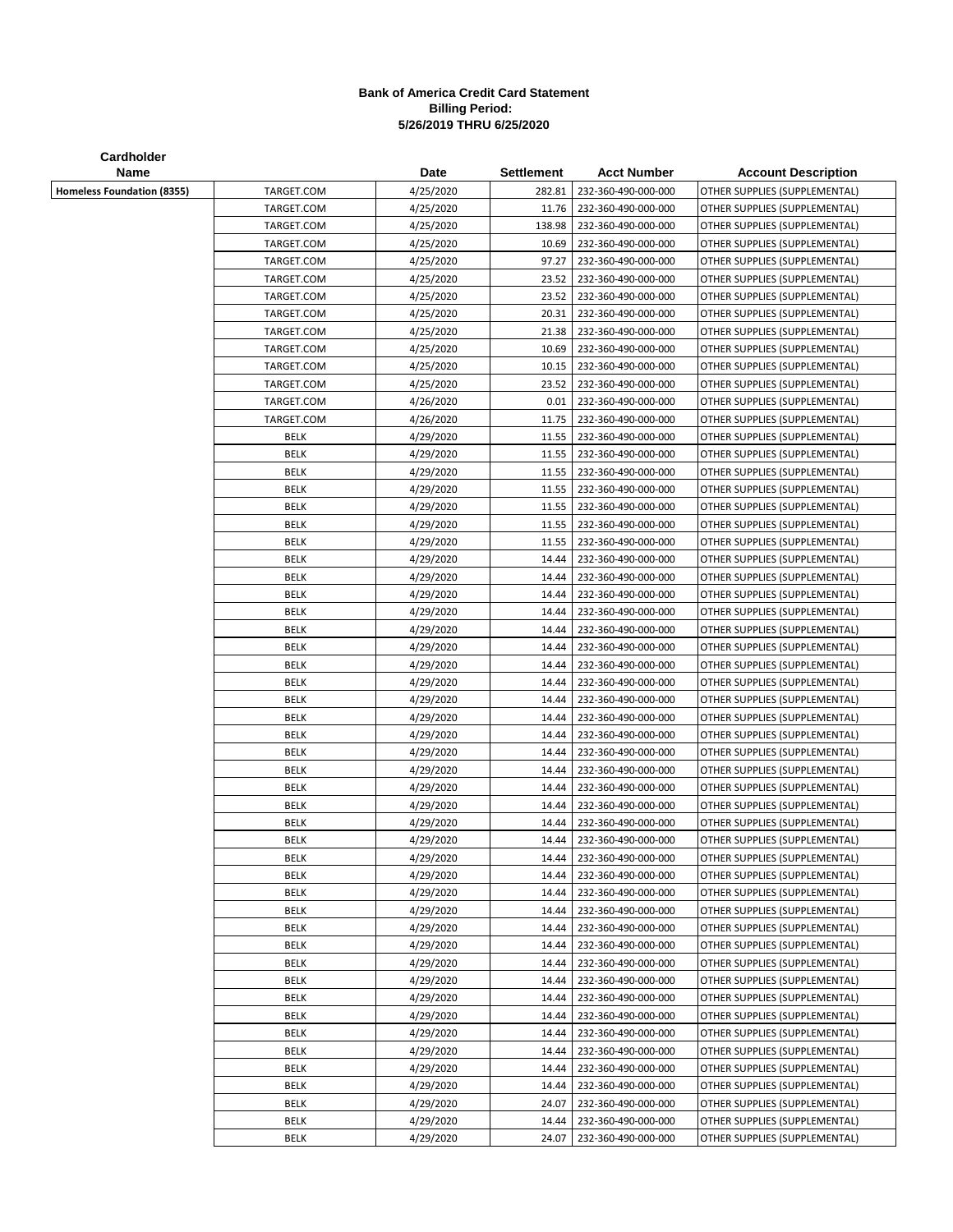**Bank of America Credit Card Statement**
**Billing Period:**
**5/26/2019 THRU 6/25/2020**

| Cardholder Name | | Date | Settlement | Acct Number | Account Description |
|---|---|---|---|---|---|
| **Homeless Foundation (8355)** | TARGET.COM | 4/25/2020 | 282.81 | 232-360-490-000-000 | OTHER SUPPLIES (SUPPLEMENTAL) |
| | TARGET.COM | 4/25/2020 | 11.76 | 232-360-490-000-000 | OTHER SUPPLIES (SUPPLEMENTAL) |
| | TARGET.COM | 4/25/2020 | 138.98 | 232-360-490-000-000 | OTHER SUPPLIES (SUPPLEMENTAL) |
| | TARGET.COM | 4/25/2020 | 10.69 | 232-360-490-000-000 | OTHER SUPPLIES (SUPPLEMENTAL) |
| | TARGET.COM | 4/25/2020 | 97.27 | 232-360-490-000-000 | OTHER SUPPLIES (SUPPLEMENTAL) |
| | TARGET.COM | 4/25/2020 | 23.52 | 232-360-490-000-000 | OTHER SUPPLIES (SUPPLEMENTAL) |
| | TARGET.COM | 4/25/2020 | 23.52 | 232-360-490-000-000 | OTHER SUPPLIES (SUPPLEMENTAL) |
| | TARGET.COM | 4/25/2020 | 20.31 | 232-360-490-000-000 | OTHER SUPPLIES (SUPPLEMENTAL) |
| | TARGET.COM | 4/25/2020 | 21.38 | 232-360-490-000-000 | OTHER SUPPLIES (SUPPLEMENTAL) |
| | TARGET.COM | 4/25/2020 | 10.69 | 232-360-490-000-000 | OTHER SUPPLIES (SUPPLEMENTAL) |
| | TARGET.COM | 4/25/2020 | 10.15 | 232-360-490-000-000 | OTHER SUPPLIES (SUPPLEMENTAL) |
| | TARGET.COM | 4/25/2020 | 23.52 | 232-360-490-000-000 | OTHER SUPPLIES (SUPPLEMENTAL) |
| | TARGET.COM | 4/26/2020 | 0.01 | 232-360-490-000-000 | OTHER SUPPLIES (SUPPLEMENTAL) |
| | TARGET.COM | 4/26/2020 | 11.75 | 232-360-490-000-000 | OTHER SUPPLIES (SUPPLEMENTAL) |
| | BELK | 4/29/2020 | 11.55 | 232-360-490-000-000 | OTHER SUPPLIES (SUPPLEMENTAL) |
| | BELK | 4/29/2020 | 11.55 | 232-360-490-000-000 | OTHER SUPPLIES (SUPPLEMENTAL) |
| | BELK | 4/29/2020 | 11.55 | 232-360-490-000-000 | OTHER SUPPLIES (SUPPLEMENTAL) |
| | BELK | 4/29/2020 | 11.55 | 232-360-490-000-000 | OTHER SUPPLIES (SUPPLEMENTAL) |
| | BELK | 4/29/2020 | 11.55 | 232-360-490-000-000 | OTHER SUPPLIES (SUPPLEMENTAL) |
| | BELK | 4/29/2020 | 11.55 | 232-360-490-000-000 | OTHER SUPPLIES (SUPPLEMENTAL) |
| | BELK | 4/29/2020 | 11.55 | 232-360-490-000-000 | OTHER SUPPLIES (SUPPLEMENTAL) |
| | BELK | 4/29/2020 | 14.44 | 232-360-490-000-000 | OTHER SUPPLIES (SUPPLEMENTAL) |
| | BELK | 4/29/2020 | 14.44 | 232-360-490-000-000 | OTHER SUPPLIES (SUPPLEMENTAL) |
| | BELK | 4/29/2020 | 14.44 | 232-360-490-000-000 | OTHER SUPPLIES (SUPPLEMENTAL) |
| | BELK | 4/29/2020 | 14.44 | 232-360-490-000-000 | OTHER SUPPLIES (SUPPLEMENTAL) |
| | BELK | 4/29/2020 | 14.44 | 232-360-490-000-000 | OTHER SUPPLIES (SUPPLEMENTAL) |
| | BELK | 4/29/2020 | 14.44 | 232-360-490-000-000 | OTHER SUPPLIES (SUPPLEMENTAL) |
| | BELK | 4/29/2020 | 14.44 | 232-360-490-000-000 | OTHER SUPPLIES (SUPPLEMENTAL) |
| | BELK | 4/29/2020 | 14.44 | 232-360-490-000-000 | OTHER SUPPLIES (SUPPLEMENTAL) |
| | BELK | 4/29/2020 | 14.44 | 232-360-490-000-000 | OTHER SUPPLIES (SUPPLEMENTAL) |
| | BELK | 4/29/2020 | 14.44 | 232-360-490-000-000 | OTHER SUPPLIES (SUPPLEMENTAL) |
| | BELK | 4/29/2020 | 14.44 | 232-360-490-000-000 | OTHER SUPPLIES (SUPPLEMENTAL) |
| | BELK | 4/29/2020 | 14.44 | 232-360-490-000-000 | OTHER SUPPLIES (SUPPLEMENTAL) |
| | BELK | 4/29/2020 | 14.44 | 232-360-490-000-000 | OTHER SUPPLIES (SUPPLEMENTAL) |
| | BELK | 4/29/2020 | 14.44 | 232-360-490-000-000 | OTHER SUPPLIES (SUPPLEMENTAL) |
| | BELK | 4/29/2020 | 14.44 | 232-360-490-000-000 | OTHER SUPPLIES (SUPPLEMENTAL) |
| | BELK | 4/29/2020 | 14.44 | 232-360-490-000-000 | OTHER SUPPLIES (SUPPLEMENTAL) |
| | BELK | 4/29/2020 | 14.44 | 232-360-490-000-000 | OTHER SUPPLIES (SUPPLEMENTAL) |
| | BELK | 4/29/2020 | 14.44 | 232-360-490-000-000 | OTHER SUPPLIES (SUPPLEMENTAL) |
| | BELK | 4/29/2020 | 14.44 | 232-360-490-000-000 | OTHER SUPPLIES (SUPPLEMENTAL) |
| | BELK | 4/29/2020 | 14.44 | 232-360-490-000-000 | OTHER SUPPLIES (SUPPLEMENTAL) |
| | BELK | 4/29/2020 | 14.44 | 232-360-490-000-000 | OTHER SUPPLIES (SUPPLEMENTAL) |
| | BELK | 4/29/2020 | 14.44 | 232-360-490-000-000 | OTHER SUPPLIES (SUPPLEMENTAL) |
| | BELK | 4/29/2020 | 14.44 | 232-360-490-000-000 | OTHER SUPPLIES (SUPPLEMENTAL) |
| | BELK | 4/29/2020 | 14.44 | 232-360-490-000-000 | OTHER SUPPLIES (SUPPLEMENTAL) |
| | BELK | 4/29/2020 | 14.44 | 232-360-490-000-000 | OTHER SUPPLIES (SUPPLEMENTAL) |
| | BELK | 4/29/2020 | 14.44 | 232-360-490-000-000 | OTHER SUPPLIES (SUPPLEMENTAL) |
| | BELK | 4/29/2020 | 14.44 | 232-360-490-000-000 | OTHER SUPPLIES (SUPPLEMENTAL) |
| | BELK | 4/29/2020 | 14.44 | 232-360-490-000-000 | OTHER SUPPLIES (SUPPLEMENTAL) |
| | BELK | 4/29/2020 | 14.44 | 232-360-490-000-000 | OTHER SUPPLIES (SUPPLEMENTAL) |
| | BELK | 4/29/2020 | 14.44 | 232-360-490-000-000 | OTHER SUPPLIES (SUPPLEMENTAL) |
| | BELK | 4/29/2020 | 14.44 | 232-360-490-000-000 | OTHER SUPPLIES (SUPPLEMENTAL) |
| | BELK | 4/29/2020 | 24.07 | 232-360-490-000-000 | OTHER SUPPLIES (SUPPLEMENTAL) |
| | BELK | 4/29/2020 | 14.44 | 232-360-490-000-000 | OTHER SUPPLIES (SUPPLEMENTAL) |
| | BELK | 4/29/2020 | 24.07 | 232-360-490-000-000 | OTHER SUPPLIES (SUPPLEMENTAL) |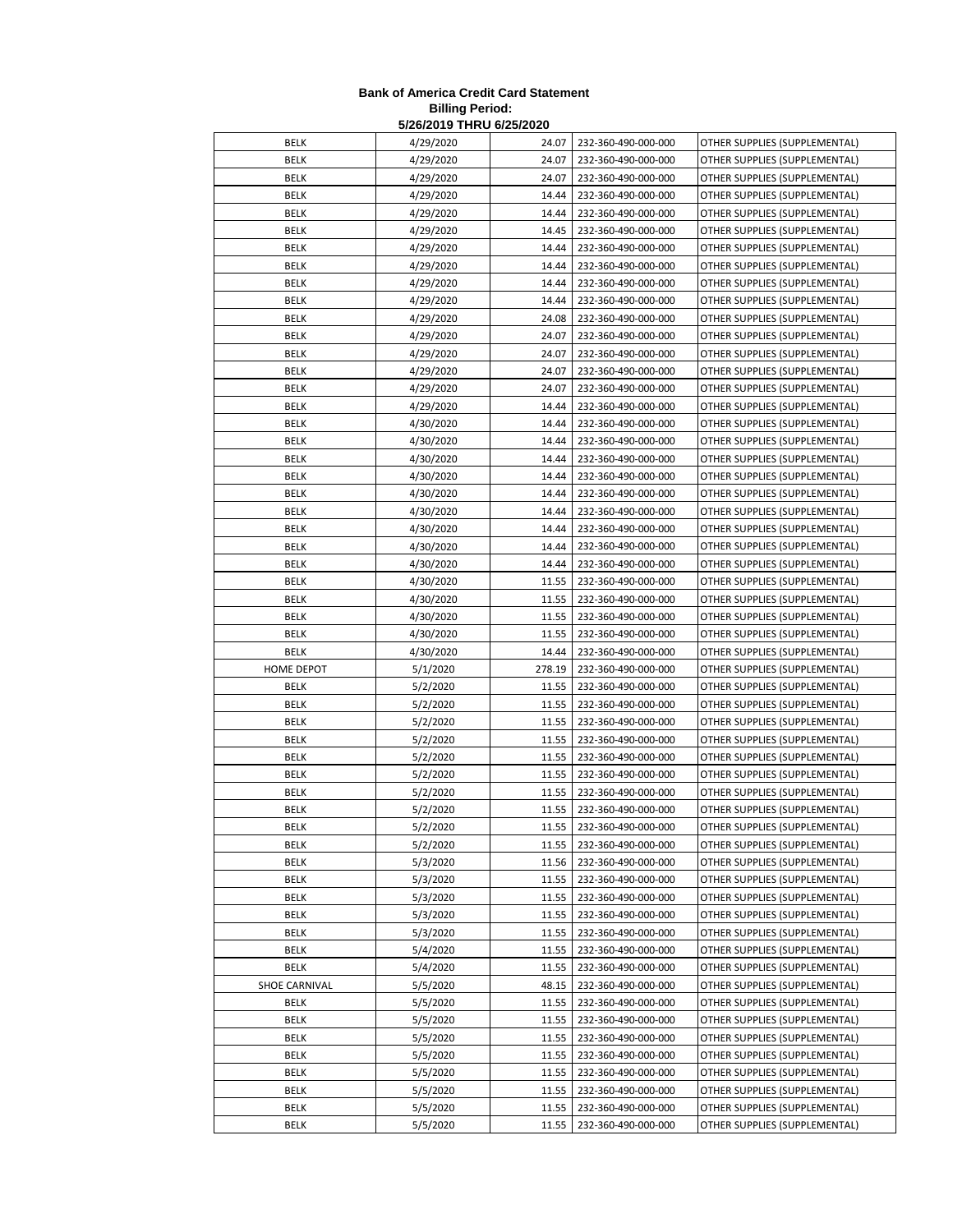**Bank of America Credit Card Statement**
**Billing Period:**
**5/26/2019 THRU 6/25/2020**

| | | | | |
|---|---|---|---|---|
| BELK | 4/29/2020 | 24.07 | 232-360-490-000-000 | OTHER SUPPLIES (SUPPLEMENTAL) |
| BELK | 4/29/2020 | 24.07 | 232-360-490-000-000 | OTHER SUPPLIES (SUPPLEMENTAL) |
| BELK | 4/29/2020 | 24.07 | 232-360-490-000-000 | OTHER SUPPLIES (SUPPLEMENTAL) |
| BELK | 4/29/2020 | 14.44 | 232-360-490-000-000 | OTHER SUPPLIES (SUPPLEMENTAL) |
| BELK | 4/29/2020 | 14.44 | 232-360-490-000-000 | OTHER SUPPLIES (SUPPLEMENTAL) |
| BELK | 4/29/2020 | 14.45 | 232-360-490-000-000 | OTHER SUPPLIES (SUPPLEMENTAL) |
| BELK | 4/29/2020 | 14.44 | 232-360-490-000-000 | OTHER SUPPLIES (SUPPLEMENTAL) |
| BELK | 4/29/2020 | 14.44 | 232-360-490-000-000 | OTHER SUPPLIES (SUPPLEMENTAL) |
| BELK | 4/29/2020 | 14.44 | 232-360-490-000-000 | OTHER SUPPLIES (SUPPLEMENTAL) |
| BELK | 4/29/2020 | 14.44 | 232-360-490-000-000 | OTHER SUPPLIES (SUPPLEMENTAL) |
| BELK | 4/29/2020 | 24.08 | 232-360-490-000-000 | OTHER SUPPLIES (SUPPLEMENTAL) |
| BELK | 4/29/2020 | 24.07 | 232-360-490-000-000 | OTHER SUPPLIES (SUPPLEMENTAL) |
| BELK | 4/29/2020 | 24.07 | 232-360-490-000-000 | OTHER SUPPLIES (SUPPLEMENTAL) |
| BELK | 4/29/2020 | 24.07 | 232-360-490-000-000 | OTHER SUPPLIES (SUPPLEMENTAL) |
| BELK | 4/29/2020 | 24.07 | 232-360-490-000-000 | OTHER SUPPLIES (SUPPLEMENTAL) |
| BELK | 4/29/2020 | 14.44 | 232-360-490-000-000 | OTHER SUPPLIES (SUPPLEMENTAL) |
| BELK | 4/30/2020 | 14.44 | 232-360-490-000-000 | OTHER SUPPLIES (SUPPLEMENTAL) |
| BELK | 4/30/2020 | 14.44 | 232-360-490-000-000 | OTHER SUPPLIES (SUPPLEMENTAL) |
| BELK | 4/30/2020 | 14.44 | 232-360-490-000-000 | OTHER SUPPLIES (SUPPLEMENTAL) |
| BELK | 4/30/2020 | 14.44 | 232-360-490-000-000 | OTHER SUPPLIES (SUPPLEMENTAL) |
| BELK | 4/30/2020 | 14.44 | 232-360-490-000-000 | OTHER SUPPLIES (SUPPLEMENTAL) |
| BELK | 4/30/2020 | 14.44 | 232-360-490-000-000 | OTHER SUPPLIES (SUPPLEMENTAL) |
| BELK | 4/30/2020 | 14.44 | 232-360-490-000-000 | OTHER SUPPLIES (SUPPLEMENTAL) |
| BELK | 4/30/2020 | 14.44 | 232-360-490-000-000 | OTHER SUPPLIES (SUPPLEMENTAL) |
| BELK | 4/30/2020 | 14.44 | 232-360-490-000-000 | OTHER SUPPLIES (SUPPLEMENTAL) |
| BELK | 4/30/2020 | 11.55 | 232-360-490-000-000 | OTHER SUPPLIES (SUPPLEMENTAL) |
| BELK | 4/30/2020 | 11.55 | 232-360-490-000-000 | OTHER SUPPLIES (SUPPLEMENTAL) |
| BELK | 4/30/2020 | 11.55 | 232-360-490-000-000 | OTHER SUPPLIES (SUPPLEMENTAL) |
| BELK | 4/30/2020 | 11.55 | 232-360-490-000-000 | OTHER SUPPLIES (SUPPLEMENTAL) |
| BELK | 4/30/2020 | 14.44 | 232-360-490-000-000 | OTHER SUPPLIES (SUPPLEMENTAL) |
| HOME DEPOT | 5/1/2020 | 278.19 | 232-360-490-000-000 | OTHER SUPPLIES (SUPPLEMENTAL) |
| BELK | 5/2/2020 | 11.55 | 232-360-490-000-000 | OTHER SUPPLIES (SUPPLEMENTAL) |
| BELK | 5/2/2020 | 11.55 | 232-360-490-000-000 | OTHER SUPPLIES (SUPPLEMENTAL) |
| BELK | 5/2/2020 | 11.55 | 232-360-490-000-000 | OTHER SUPPLIES (SUPPLEMENTAL) |
| BELK | 5/2/2020 | 11.55 | 232-360-490-000-000 | OTHER SUPPLIES (SUPPLEMENTAL) |
| BELK | 5/2/2020 | 11.55 | 232-360-490-000-000 | OTHER SUPPLIES (SUPPLEMENTAL) |
| BELK | 5/2/2020 | 11.55 | 232-360-490-000-000 | OTHER SUPPLIES (SUPPLEMENTAL) |
| BELK | 5/2/2020 | 11.55 | 232-360-490-000-000 | OTHER SUPPLIES (SUPPLEMENTAL) |
| BELK | 5/2/2020 | 11.55 | 232-360-490-000-000 | OTHER SUPPLIES (SUPPLEMENTAL) |
| BELK | 5/2/2020 | 11.55 | 232-360-490-000-000 | OTHER SUPPLIES (SUPPLEMENTAL) |
| BELK | 5/2/2020 | 11.55 | 232-360-490-000-000 | OTHER SUPPLIES (SUPPLEMENTAL) |
| BELK | 5/3/2020 | 11.56 | 232-360-490-000-000 | OTHER SUPPLIES (SUPPLEMENTAL) |
| BELK | 5/3/2020 | 11.55 | 232-360-490-000-000 | OTHER SUPPLIES (SUPPLEMENTAL) |
| BELK | 5/3/2020 | 11.55 | 232-360-490-000-000 | OTHER SUPPLIES (SUPPLEMENTAL) |
| BELK | 5/3/2020 | 11.55 | 232-360-490-000-000 | OTHER SUPPLIES (SUPPLEMENTAL) |
| BELK | 5/3/2020 | 11.55 | 232-360-490-000-000 | OTHER SUPPLIES (SUPPLEMENTAL) |
| BELK | 5/4/2020 | 11.55 | 232-360-490-000-000 | OTHER SUPPLIES (SUPPLEMENTAL) |
| BELK | 5/4/2020 | 11.55 | 232-360-490-000-000 | OTHER SUPPLIES (SUPPLEMENTAL) |
| SHOE CARNIVAL | 5/5/2020 | 48.15 | 232-360-490-000-000 | OTHER SUPPLIES (SUPPLEMENTAL) |
| BELK | 5/5/2020 | 11.55 | 232-360-490-000-000 | OTHER SUPPLIES (SUPPLEMENTAL) |
| BELK | 5/5/2020 | 11.55 | 232-360-490-000-000 | OTHER SUPPLIES (SUPPLEMENTAL) |
| BELK | 5/5/2020 | 11.55 | 232-360-490-000-000 | OTHER SUPPLIES (SUPPLEMENTAL) |
| BELK | 5/5/2020 | 11.55 | 232-360-490-000-000 | OTHER SUPPLIES (SUPPLEMENTAL) |
| BELK | 5/5/2020 | 11.55 | 232-360-490-000-000 | OTHER SUPPLIES (SUPPLEMENTAL) |
| BELK | 5/5/2020 | 11.55 | 232-360-490-000-000 | OTHER SUPPLIES (SUPPLEMENTAL) |
| BELK | 5/5/2020 | 11.55 | 232-360-490-000-000 | OTHER SUPPLIES (SUPPLEMENTAL) |
| BELK | 5/5/2020 | 11.55 | 232-360-490-000-000 | OTHER SUPPLIES (SUPPLEMENTAL) |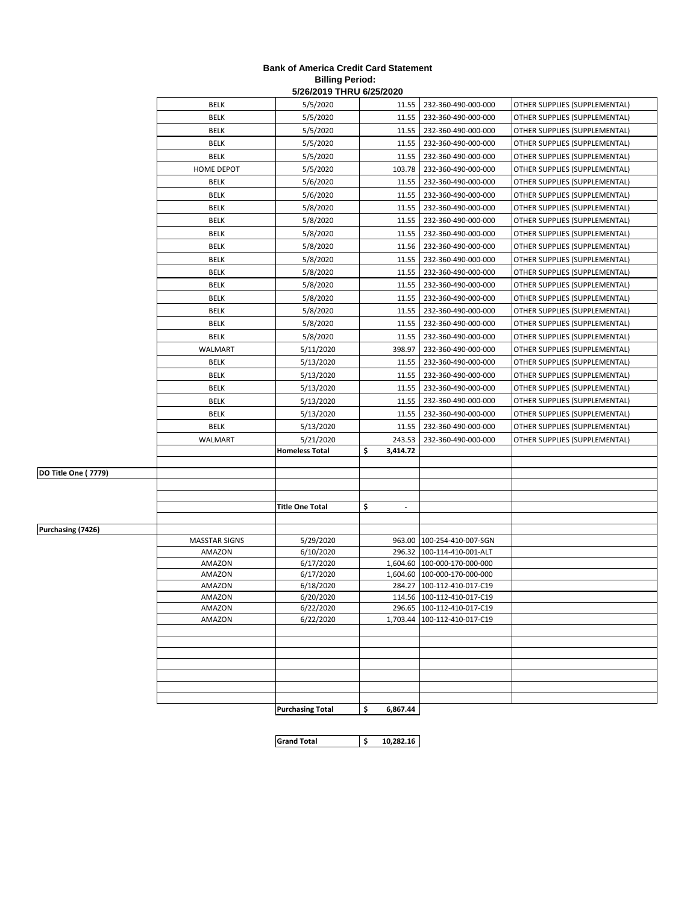**Bank of America Credit Card Statement**
**Billing Period:**
**5/26/2019 THRU 6/25/2020**

| | | | | | |
|---|---|---|---|---|---|
| | BELK | 5/5/2020 | 11.55 | 232-360-490-000-000 | OTHER SUPPLIES (SUPPLEMENTAL) |
| | BELK | 5/5/2020 | 11.55 | 232-360-490-000-000 | OTHER SUPPLIES (SUPPLEMENTAL) |
| | BELK | 5/5/2020 | 11.55 | 232-360-490-000-000 | OTHER SUPPLIES (SUPPLEMENTAL) |
| | BELK | 5/5/2020 | 11.55 | 232-360-490-000-000 | OTHER SUPPLIES (SUPPLEMENTAL) |
| | BELK | 5/5/2020 | 11.55 | 232-360-490-000-000 | OTHER SUPPLIES (SUPPLEMENTAL) |
| | HOME DEPOT | 5/5/2020 | 103.78 | 232-360-490-000-000 | OTHER SUPPLIES (SUPPLEMENTAL) |
| | BELK | 5/6/2020 | 11.55 | 232-360-490-000-000 | OTHER SUPPLIES (SUPPLEMENTAL) |
| | BELK | 5/6/2020 | 11.55 | 232-360-490-000-000 | OTHER SUPPLIES (SUPPLEMENTAL) |
| | BELK | 5/8/2020 | 11.55 | 232-360-490-000-000 | OTHER SUPPLIES (SUPPLEMENTAL) |
| | BELK | 5/8/2020 | 11.55 | 232-360-490-000-000 | OTHER SUPPLIES (SUPPLEMENTAL) |
| | BELK | 5/8/2020 | 11.55 | 232-360-490-000-000 | OTHER SUPPLIES (SUPPLEMENTAL) |
| | BELK | 5/8/2020 | 11.56 | 232-360-490-000-000 | OTHER SUPPLIES (SUPPLEMENTAL) |
| | BELK | 5/8/2020 | 11.55 | 232-360-490-000-000 | OTHER SUPPLIES (SUPPLEMENTAL) |
| | BELK | 5/8/2020 | 11.55 | 232-360-490-000-000 | OTHER SUPPLIES (SUPPLEMENTAL) |
| | BELK | 5/8/2020 | 11.55 | 232-360-490-000-000 | OTHER SUPPLIES (SUPPLEMENTAL) |
| | BELK | 5/8/2020 | 11.55 | 232-360-490-000-000 | OTHER SUPPLIES (SUPPLEMENTAL) |
| | BELK | 5/8/2020 | 11.55 | 232-360-490-000-000 | OTHER SUPPLIES (SUPPLEMENTAL) |
| | BELK | 5/8/2020 | 11.55 | 232-360-490-000-000 | OTHER SUPPLIES (SUPPLEMENTAL) |
| | BELK | 5/8/2020 | 11.55 | 232-360-490-000-000 | OTHER SUPPLIES (SUPPLEMENTAL) |
| | WALMART | 5/11/2020 | 398.97 | 232-360-490-000-000 | OTHER SUPPLIES (SUPPLEMENTAL) |
| | BELK | 5/13/2020 | 11.55 | 232-360-490-000-000 | OTHER SUPPLIES (SUPPLEMENTAL) |
| | BELK | 5/13/2020 | 11.55 | 232-360-490-000-000 | OTHER SUPPLIES (SUPPLEMENTAL) |
| | BELK | 5/13/2020 | 11.55 | 232-360-490-000-000 | OTHER SUPPLIES (SUPPLEMENTAL) |
| | BELK | 5/13/2020 | 11.55 | 232-360-490-000-000 | OTHER SUPPLIES (SUPPLEMENTAL) |
| | BELK | 5/13/2020 | 11.55 | 232-360-490-000-000 | OTHER SUPPLIES (SUPPLEMENTAL) |
| | BELK | 5/13/2020 | 11.55 | 232-360-490-000-000 | OTHER SUPPLIES (SUPPLEMENTAL) |
| | WALMART | 5/21/2020 | 243.53 | 232-360-490-000-000 | OTHER SUPPLIES (SUPPLEMENTAL) |
| | | **Homeless Total** | **$ 3,414.72** | | |
| | | | | | |
| **DO Title One ( 7779)** | | | | | |
| | | | | | |
| | | | | | |
| | | **Title One Total** | **$ -** | | |
| | | | | | |
| **Purchasing (7426)** | | | | | |
| | MASSTAR SIGNS | 5/29/2020 | 963.00 | 100-254-410-007-SGN | |
| | AMAZON | 6/10/2020 | 296.32 | 100-114-410-001-ALT | |
| | AMAZON | 6/17/2020 | 1,604.60 | 100-000-170-000-000 | |
| | AMAZON | 6/17/2020 | 1,604.60 | 100-000-170-000-000 | |
| | AMAZON | 6/18/2020 | 284.27 | 100-112-410-017-C19 | |
| | AMAZON | 6/20/2020 | 114.56 | 100-112-410-017-C19 | |
| | AMAZON | 6/22/2020 | 296.65 | 100-112-410-017-C19 | |
| | AMAZON | 6/22/2020 | 1,703.44 | 100-112-410-017-C19 | |
| | | | | | |
| | | | | | |
| | | | | | |
| | | | | | |
| | | | | | |
| | | | | | |
| | | | | | |
| | | **Purchasing Total** | **$ 6,867.44** | | |
| | | | | | |
| | | **Grand Total** | **$ 10,282.16** | | |